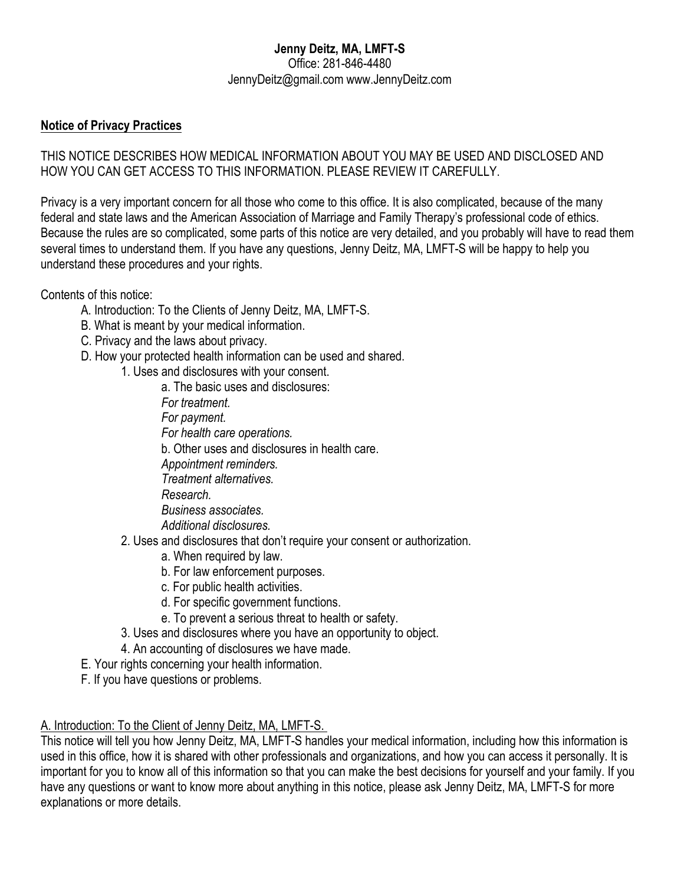**Jenny Deitz, MA, LMFT-S**
Office: 281-846-4480
JennyDeitz@gmail.com www.JennyDeitz.com

## Notice of Privacy Practices

THIS NOTICE DESCRIBES HOW MEDICAL INFORMATION ABOUT YOU MAY BE USED AND DISCLOSED AND HOW YOU CAN GET ACCESS TO THIS INFORMATION. PLEASE REVIEW IT CAREFULLY.

Privacy is a very important concern for all those who come to this office. It is also complicated, because of the many federal and state laws and the American Association of Marriage and Family Therapy's professional code of ethics. Because the rules are so complicated, some parts of this notice are very detailed, and you probably will have to read them several times to understand them. If you have any questions, Jenny Deitz, MA, LMFT-S will be happy to help you understand these procedures and your rights.

Contents of this notice:

- A. Introduction: To the Clients of Jenny Deitz, MA, LMFT-S.
- B. What is meant by your medical information.
- C. Privacy and the laws about privacy.
- D. How your protected health information can be used and shared.
  - 1. Uses and disclosures with your consent.
    - a. The basic uses and disclosures:
      - *For treatment.*
      - *For payment.*
      - *For health care operations.*
    - b. Other uses and disclosures in health care.
      - *Appointment reminders.*
      - *Treatment alternatives.*
      - *Research.*
      - *Business associates.*
      - *Additional disclosures.*
  - 2. Uses and disclosures that don't require your consent or authorization.
    - a. When required by law.
    - b. For law enforcement purposes.
    - c. For public health activities.
    - d. For specific government functions.
    - e. To prevent a serious threat to health or safety.
  - 3. Uses and disclosures where you have an opportunity to object.
  - 4. An accounting of disclosures we have made.
- E. Your rights concerning your health information.
- F. If you have questions or problems.

### A. Introduction: To the Client of Jenny Deitz, MA, LMFT-S.

This notice will tell you how Jenny Deitz, MA, LMFT-S handles your medical information, including how this information is used in this office, how it is shared with other professionals and organizations, and how you can access it personally. It is important for you to know all of this information so that you can make the best decisions for yourself and your family. If you have any questions or want to know more about anything in this notice, please ask Jenny Deitz, MA, LMFT-S for more explanations or more details.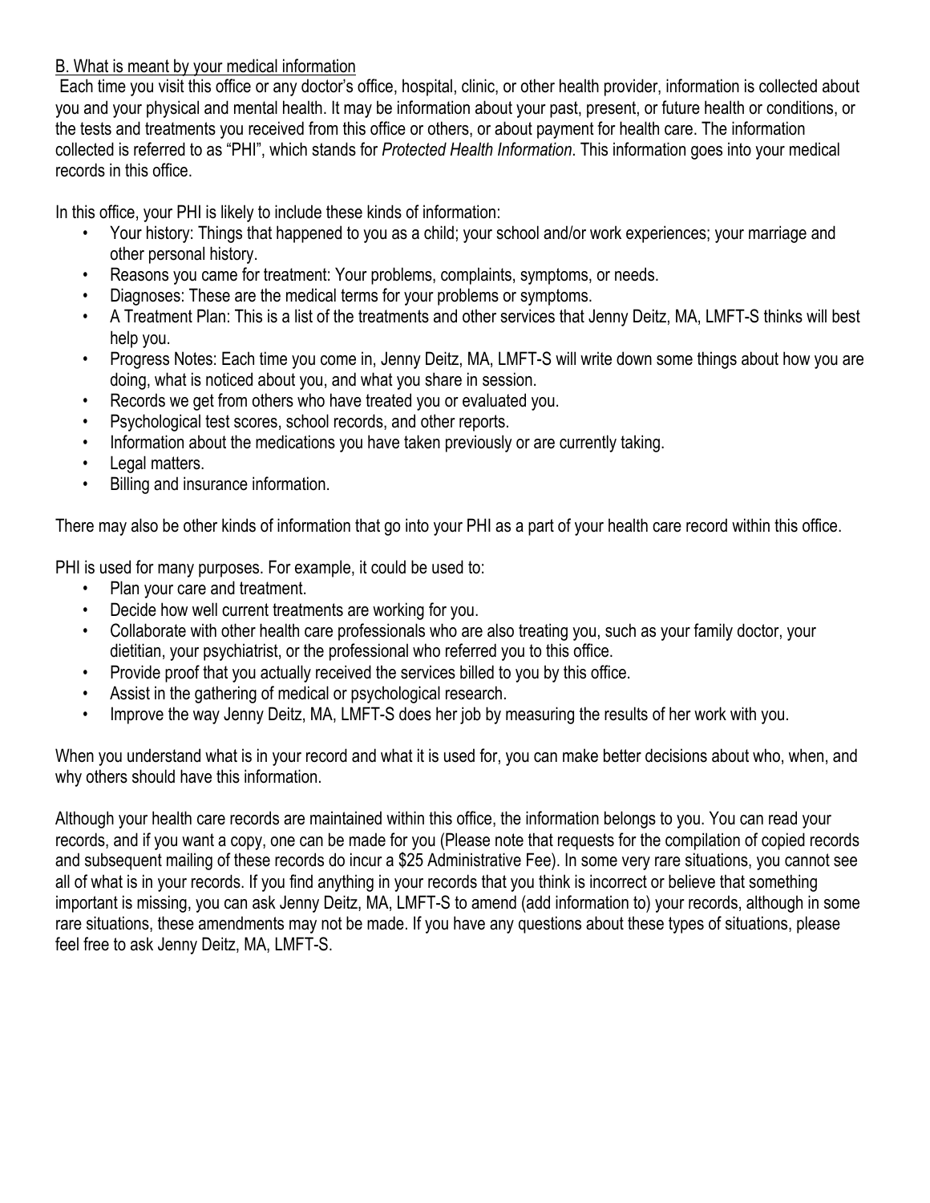B. What is meant by your medical information

Each time you visit this office or any doctor's office, hospital, clinic, or other health provider, information is collected about you and your physical and mental health. It may be information about your past, present, or future health or conditions, or the tests and treatments you received from this office or others, or about payment for health care. The information collected is referred to as "PHI", which stands for *Protected Health Information*. This information goes into your medical records in this office.

In this office, your PHI is likely to include these kinds of information:

- Your history: Things that happened to you as a child; your school and/or work experiences; your marriage and other personal history.
- Reasons you came for treatment: Your problems, complaints, symptoms, or needs.
- Diagnoses: These are the medical terms for your problems or symptoms.
- A Treatment Plan: This is a list of the treatments and other services that Jenny Deitz, MA, LMFT-S thinks will best help you.
- Progress Notes: Each time you come in, Jenny Deitz, MA, LMFT-S will write down some things about how you are doing, what is noticed about you, and what you share in session.
- Records we get from others who have treated you or evaluated you.
- Psychological test scores, school records, and other reports.
- Information about the medications you have taken previously or are currently taking.
- Legal matters.
- Billing and insurance information.

There may also be other kinds of information that go into your PHI as a part of your health care record within this office.

PHI is used for many purposes. For example, it could be used to:

- Plan your care and treatment.
- Decide how well current treatments are working for you.
- Collaborate with other health care professionals who are also treating you, such as your family doctor, your dietitian, your psychiatrist, or the professional who referred you to this office.
- Provide proof that you actually received the services billed to you by this office.
- Assist in the gathering of medical or psychological research.
- Improve the way Jenny Deitz, MA, LMFT-S does her job by measuring the results of her work with you.

When you understand what is in your record and what it is used for, you can make better decisions about who, when, and why others should have this information.

Although your health care records are maintained within this office, the information belongs to you. You can read your records, and if you want a copy, one can be made for you (Please note that requests for the compilation of copied records and subsequent mailing of these records do incur a $25 Administrative Fee). In some very rare situations, you cannot see all of what is in your records. If you find anything in your records that you think is incorrect or believe that something important is missing, you can ask Jenny Deitz, MA, LMFT-S to amend (add information to) your records, although in some rare situations, these amendments may not be made. If you have any questions about these types of situations, please feel free to ask Jenny Deitz, MA, LMFT-S.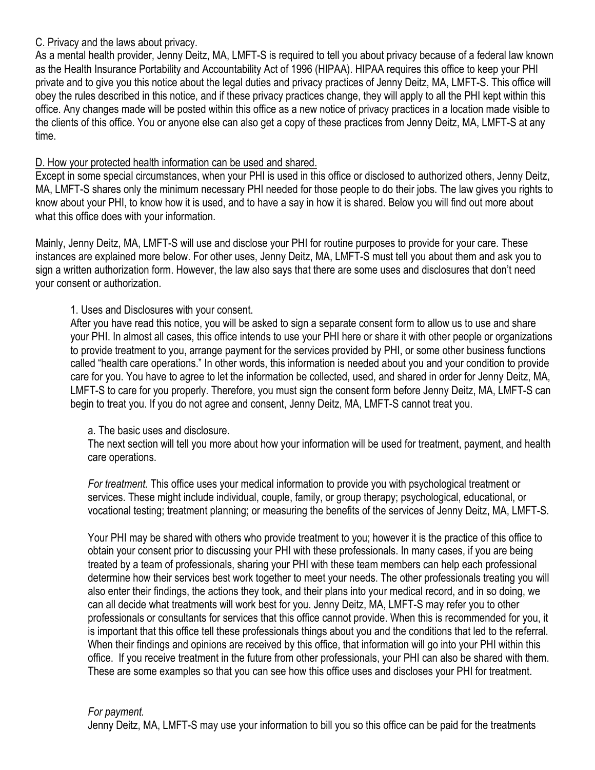C. Privacy and the laws about privacy.

As a mental health provider, Jenny Deitz, MA, LMFT-S is required to tell you about privacy because of a federal law known as the Health Insurance Portability and Accountability Act of 1996 (HIPAA). HIPAA requires this office to keep your PHI private and to give you this notice about the legal duties and privacy practices of Jenny Deitz, MA, LMFT-S. This office will obey the rules described in this notice, and if these privacy practices change, they will apply to all the PHI kept within this office. Any changes made will be posted within this office as a new notice of privacy practices in a location made visible to the clients of this office. You or anyone else can also get a copy of these practices from Jenny Deitz, MA, LMFT-S at any time.

D. How your protected health information can be used and shared.

Except in some special circumstances, when your PHI is used in this office or disclosed to authorized others, Jenny Deitz, MA, LMFT-S shares only the minimum necessary PHI needed for those people to do their jobs. The law gives you rights to know about your PHI, to know how it is used, and to have a say in how it is shared. Below you will find out more about what this office does with your information.

Mainly, Jenny Deitz, MA, LMFT-S will use and disclose your PHI for routine purposes to provide for your care. These instances are explained more below. For other uses, Jenny Deitz, MA, LMFT-S must tell you about them and ask you to sign a written authorization form. However, the law also says that there are some uses and disclosures that don't need your consent or authorization.

1. Uses and Disclosures with your consent.

After you have read this notice, you will be asked to sign a separate consent form to allow us to use and share your PHI. In almost all cases, this office intends to use your PHI here or share it with other people or organizations to provide treatment to you, arrange payment for the services provided by PHI, or some other business functions called "health care operations." In other words, this information is needed about you and your condition to provide care for you. You have to agree to let the information be collected, used, and shared in order for Jenny Deitz, MA, LMFT-S to care for you properly. Therefore, you must sign the consent form before Jenny Deitz, MA, LMFT-S can begin to treat you. If you do not agree and consent, Jenny Deitz, MA, LMFT-S cannot treat you.

a. The basic uses and disclosure.

The next section will tell you more about how your information will be used for treatment, payment, and health care operations.

*For treatment.* This office uses your medical information to provide you with psychological treatment or services. These might include individual, couple, family, or group therapy; psychological, educational, or vocational testing; treatment planning; or measuring the benefits of the services of Jenny Deitz, MA, LMFT-S.

Your PHI may be shared with others who provide treatment to you; however it is the practice of this office to obtain your consent prior to discussing your PHI with these professionals. In many cases, if you are being treated by a team of professionals, sharing your PHI with these team members can help each professional determine how their services best work together to meet your needs. The other professionals treating you will also enter their findings, the actions they took, and their plans into your medical record, and in so doing, we can all decide what treatments will work best for you. Jenny Deitz, MA, LMFT-S may refer you to other professionals or consultants for services that this office cannot provide. When this is recommended for you, it is important that this office tell these professionals things about you and the conditions that led to the referral. When their findings and opinions are received by this office, that information will go into your PHI within this office. If you receive treatment in the future from other professionals, your PHI can also be shared with them. These are some examples so that you can see how this office uses and discloses your PHI for treatment.

*For payment.*

Jenny Deitz, MA, LMFT-S may use your information to bill you so this office can be paid for the treatments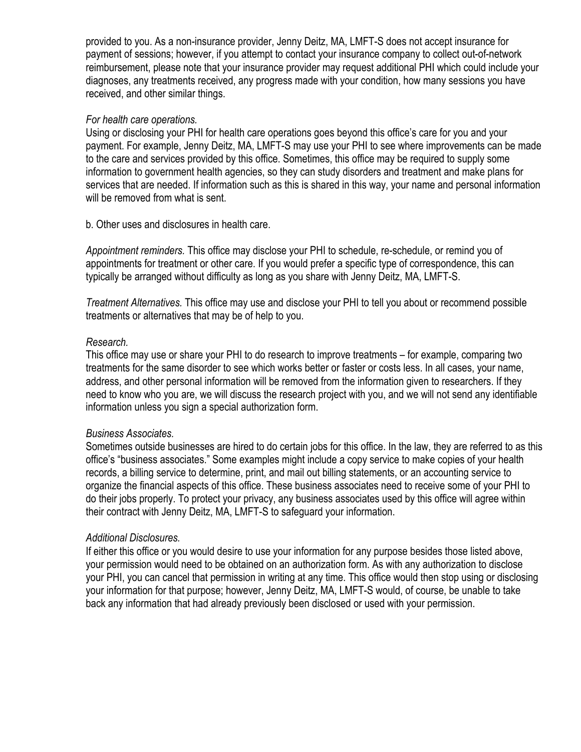provided to you. As a non-insurance provider, Jenny Deitz, MA, LMFT-S does not accept insurance for payment of sessions; however, if you attempt to contact your insurance company to collect out-of-network reimbursement, please note that your insurance provider may request additional PHI which could include your diagnoses, any treatments received, any progress made with your condition, how many sessions you have received, and other similar things.

*For health care operations.*
Using or disclosing your PHI for health care operations goes beyond this office's care for you and your payment. For example, Jenny Deitz, MA, LMFT-S may use your PHI to see where improvements can be made to the care and services provided by this office. Sometimes, this office may be required to supply some information to government health agencies, so they can study disorders and treatment and make plans for services that are needed. If information such as this is shared in this way, your name and personal information will be removed from what is sent.

b. Other uses and disclosures in health care.

*Appointment reminders.* This office may disclose your PHI to schedule, re-schedule, or remind you of appointments for treatment or other care. If you would prefer a specific type of correspondence, this can typically be arranged without difficulty as long as you share with Jenny Deitz, MA, LMFT-S.

*Treatment Alternatives.* This office may use and disclose your PHI to tell you about or recommend possible treatments or alternatives that may be of help to you.

*Research.*
This office may use or share your PHI to do research to improve treatments – for example, comparing two treatments for the same disorder to see which works better or faster or costs less. In all cases, your name, address, and other personal information will be removed from the information given to researchers. If they need to know who you are, we will discuss the research project with you, and we will not send any identifiable information unless you sign a special authorization form.

*Business Associates.*
Sometimes outside businesses are hired to do certain jobs for this office. In the law, they are referred to as this office's "business associates." Some examples might include a copy service to make copies of your health records, a billing service to determine, print, and mail out billing statements, or an accounting service to organize the financial aspects of this office. These business associates need to receive some of your PHI to do their jobs properly. To protect your privacy, any business associates used by this office will agree within their contract with Jenny Deitz, MA, LMFT-S to safeguard your information.

*Additional Disclosures.*
If either this office or you would desire to use your information for any purpose besides those listed above, your permission would need to be obtained on an authorization form. As with any authorization to disclose your PHI, you can cancel that permission in writing at any time. This office would then stop using or disclosing your information for that purpose; however, Jenny Deitz, MA, LMFT-S would, of course, be unable to take back any information that had already previously been disclosed or used with your permission.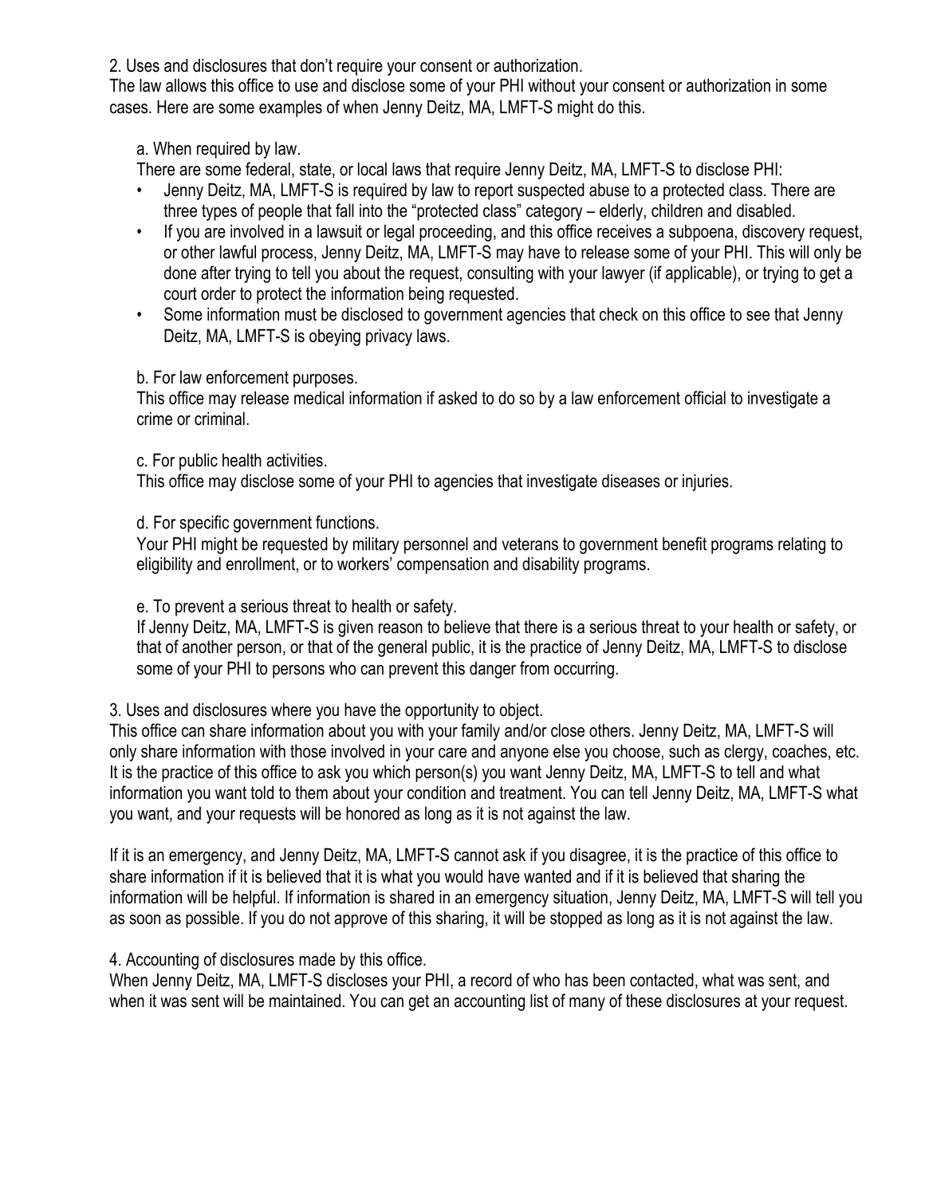2. Uses and disclosures that don't require your consent or authorization.

The law allows this office to use and disclose some of your PHI without your consent or authorization in some cases. Here are some examples of when Jenny Deitz, MA, LMFT-S might do this.

a. When required by law.

There are some federal, state, or local laws that require Jenny Deitz, MA, LMFT-S to disclose PHI:

- Jenny Deitz, MA, LMFT-S is required by law to report suspected abuse to a protected class. There are three types of people that fall into the "protected class" category – elderly, children and disabled.
- If you are involved in a lawsuit or legal proceeding, and this office receives a subpoena, discovery request, or other lawful process, Jenny Deitz, MA, LMFT-S may have to release some of your PHI. This will only be done after trying to tell you about the request, consulting with your lawyer (if applicable), or trying to get a court order to protect the information being requested.
- Some information must be disclosed to government agencies that check on this office to see that Jenny Deitz, MA, LMFT-S is obeying privacy laws.

b. For law enforcement purposes.

This office may release medical information if asked to do so by a law enforcement official to investigate a crime or criminal.

c. For public health activities.

This office may disclose some of your PHI to agencies that investigate diseases or injuries.

d. For specific government functions.

Your PHI might be requested by military personnel and veterans to government benefit programs relating to eligibility and enrollment, or to workers' compensation and disability programs.

e. To prevent a serious threat to health or safety.

If Jenny Deitz, MA, LMFT-S is given reason to believe that there is a serious threat to your health or safety, or that of another person, or that of the general public, it is the practice of Jenny Deitz, MA, LMFT-S to disclose some of your PHI to persons who can prevent this danger from occurring.

3. Uses and disclosures where you have the opportunity to object.

This office can share information about you with your family and/or close others. Jenny Deitz, MA, LMFT-S will only share information with those involved in your care and anyone else you choose, such as clergy, coaches, etc. It is the practice of this office to ask you which person(s) you want Jenny Deitz, MA, LMFT-S to tell and what information you want told to them about your condition and treatment. You can tell Jenny Deitz, MA, LMFT-S what you want, and your requests will be honored as long as it is not against the law.

If it is an emergency, and Jenny Deitz, MA, LMFT-S cannot ask if you disagree, it is the practice of this office to share information if it is believed that it is what you would have wanted and if it is believed that sharing the information will be helpful. If information is shared in an emergency situation, Jenny Deitz, MA, LMFT-S will tell you as soon as possible. If you do not approve of this sharing, it will be stopped as long as it is not against the law.

4. Accounting of disclosures made by this office.

When Jenny Deitz, MA, LMFT-S discloses your PHI, a record of who has been contacted, what was sent, and when it was sent will be maintained. You can get an accounting list of many of these disclosures at your request.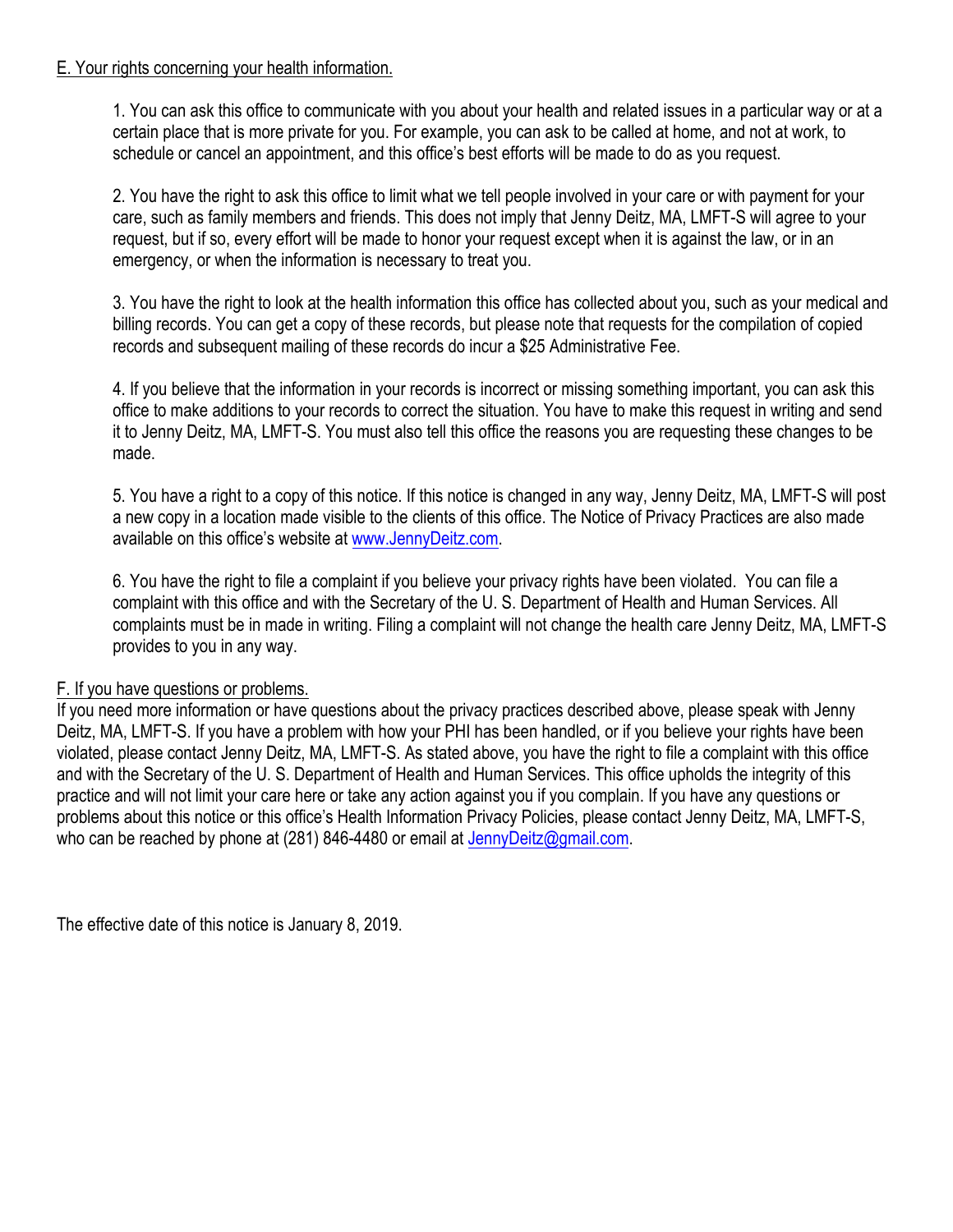E. Your rights concerning your health information.

1. You can ask this office to communicate with you about your health and related issues in a particular way or at a certain place that is more private for you. For example, you can ask to be called at home, and not at work, to schedule or cancel an appointment, and this office's best efforts will be made to do as you request.

2. You have the right to ask this office to limit what we tell people involved in your care or with payment for your care, such as family members and friends. This does not imply that Jenny Deitz, MA, LMFT-S will agree to your request, but if so, every effort will be made to honor your request except when it is against the law, or in an emergency, or when the information is necessary to treat you.

3. You have the right to look at the health information this office has collected about you, such as your medical and billing records. You can get a copy of these records, but please note that requests for the compilation of copied records and subsequent mailing of these records do incur a $25 Administrative Fee.

4. If you believe that the information in your records is incorrect or missing something important, you can ask this office to make additions to your records to correct the situation. You have to make this request in writing and send it to Jenny Deitz, MA, LMFT-S. You must also tell this office the reasons you are requesting these changes to be made.

5. You have a right to a copy of this notice. If this notice is changed in any way, Jenny Deitz, MA, LMFT-S will post a new copy in a location made visible to the clients of this office. The Notice of Privacy Practices are also made available on this office's website at www.JennyDeitz.com.

6. You have the right to file a complaint if you believe your privacy rights have been violated. You can file a complaint with this office and with the Secretary of the U. S. Department of Health and Human Services. All complaints must be in made in writing. Filing a complaint will not change the health care Jenny Deitz, MA, LMFT-S provides to you in any way.

F. If you have questions or problems.

If you need more information or have questions about the privacy practices described above, please speak with Jenny Deitz, MA, LMFT-S. If you have a problem with how your PHI has been handled, or if you believe your rights have been violated, please contact Jenny Deitz, MA, LMFT-S. As stated above, you have the right to file a complaint with this office and with the Secretary of the U. S. Department of Health and Human Services. This office upholds the integrity of this practice and will not limit your care here or take any action against you if you complain. If you have any questions or problems about this notice or this office's Health Information Privacy Policies, please contact Jenny Deitz, MA, LMFT-S, who can be reached by phone at (281) 846-4480 or email at JennyDeitz@gmail.com.

The effective date of this notice is January 8, 2019.